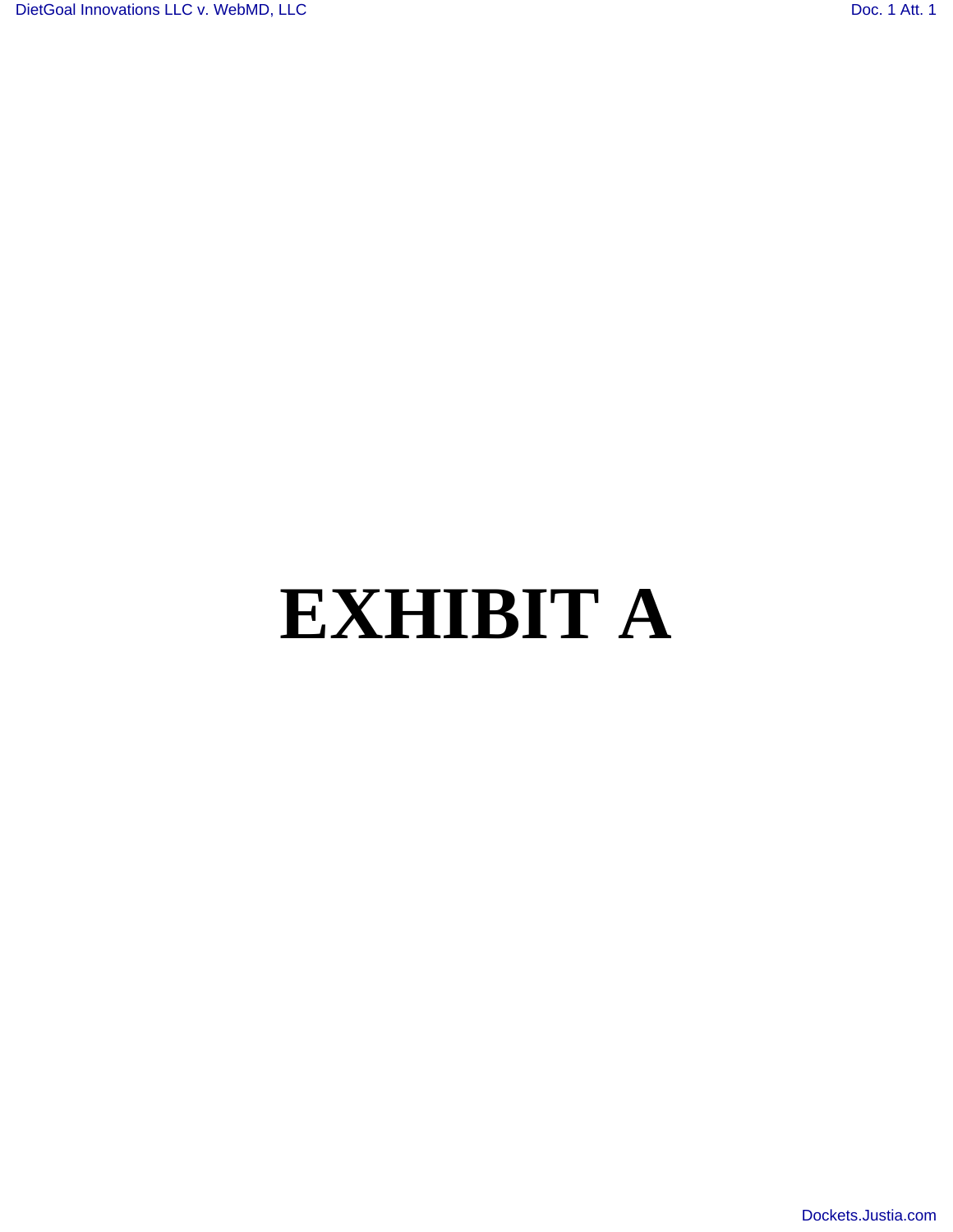# EXHIBIT A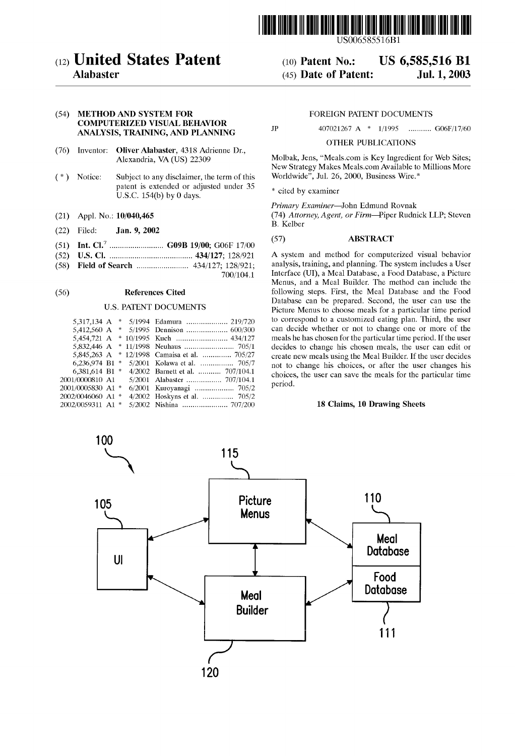# (12) United States Patent
**Alabaster**

(10) **Patent No.: US 6,585,516 B1**

(45) **Date of Patent: Jul. 1, 2003**

US006585516B1

(54) **METHOD AND SYSTEM FOR COMPUTERIZED VISUAL BEHAVIOR ANALYSIS, TRAINING, AND PLANNING**

(76) Inventor: **Oliver Alabaster**, 4318 Adrienne Dr., Alexandria, VA (US) 22309

( * ) Notice: Subject to any disclaimer, the term of this patent is extended or adjusted under 35 U.S.C. 154(b) by 0 days.

(21) Appl. No.: **10/040,465**

(22) Filed: **Jan. 9, 2002**

(51) **Int. Cl.**[7] .......................... **G09B 19/00**; G06F 17/00

(52) **U.S. Cl.** ........................................ **434/127**; 128/921

(58) **Field of Search** ......................... 434/127; 128/921; 700/104.1

(56) **References Cited**

U.S. PATENT DOCUMENTS

| | | | |
|---|---|---|---|
| 5,317,134 A * | 5/1994 | Edamura | 219/720 |
| 5,412,560 A * | 5/1995 | Dennison | 600/300 |
| 5,454,721 A * | 10/1995 | Kuch | 434/127 |
| 5,832,446 A * | 11/1998 | Neuhaus | 705/1 |
| 5,845,263 A * | 12/1998 | Camaisa et al. | 705/27 |
| 6,236,974 B1 * | 5/2001 | Kolawa et al. | 705/7 |
| 6,381,614 B1 * | 4/2002 | Barnett et al. | 707/104.1 |
| 2001/0000810 A1 | 5/2001 | Alabaster | 707/104.1 |
| 2001/0005830 A1 * | 6/2001 | Kuroyanagi | 705/2 |
| 2002/0046060 A1 * | 4/2002 | Hoskyns et al. | 705/2 |
| 2002/0059311 A1 * | 5/2002 | Nishina | 707/200 |

FOREIGN PATENT DOCUMENTS

| | | | |
|---|---|---|---|
| JP | 407021267 A * | 1/1995 | G06F/17/60 |

OTHER PUBLICATIONS

Molbak, Jens, "Meals.com is Key Ingredient for Web Sites; New Strategy Makes Meals.com Available to Millions More Worldwide", Jul. 26, 2000, Business Wire.*

\* cited by examiner

*Primary Examiner*—John Edmund Rovnak
(74) *Attorney, Agent, or Firm*—Piper Rudnick LLP; Steven B. Kelber

(57) **ABSTRACT**

A system and method for computerized visual behavior analysis, training, and planning. The system includes a User Interface (UI), a Meal Database, a Food Database, a Picture Menus, and a Meal Builder. The method can include the following steps. First, the Meal Database and the Food Database can be prepared. Second, the user can use the Picture Menus to choose meals for a particular time period to correspond to a customized eating plan. Third, the user can decide whether or not to change one or more of the meals he has chosen for the particular time period. If the user decides to change his chosen meals, the user can edit or create new meals using the Meal Builder. If the user decides not to change his choices, or after the user changes his choices, the user can save the meals for the particular time period.

**18 Claims, 10 Drawing Sheets**

100

105 UI

115 Picture Menus

110 Meal Database

111 Food Database

120 Meal Builder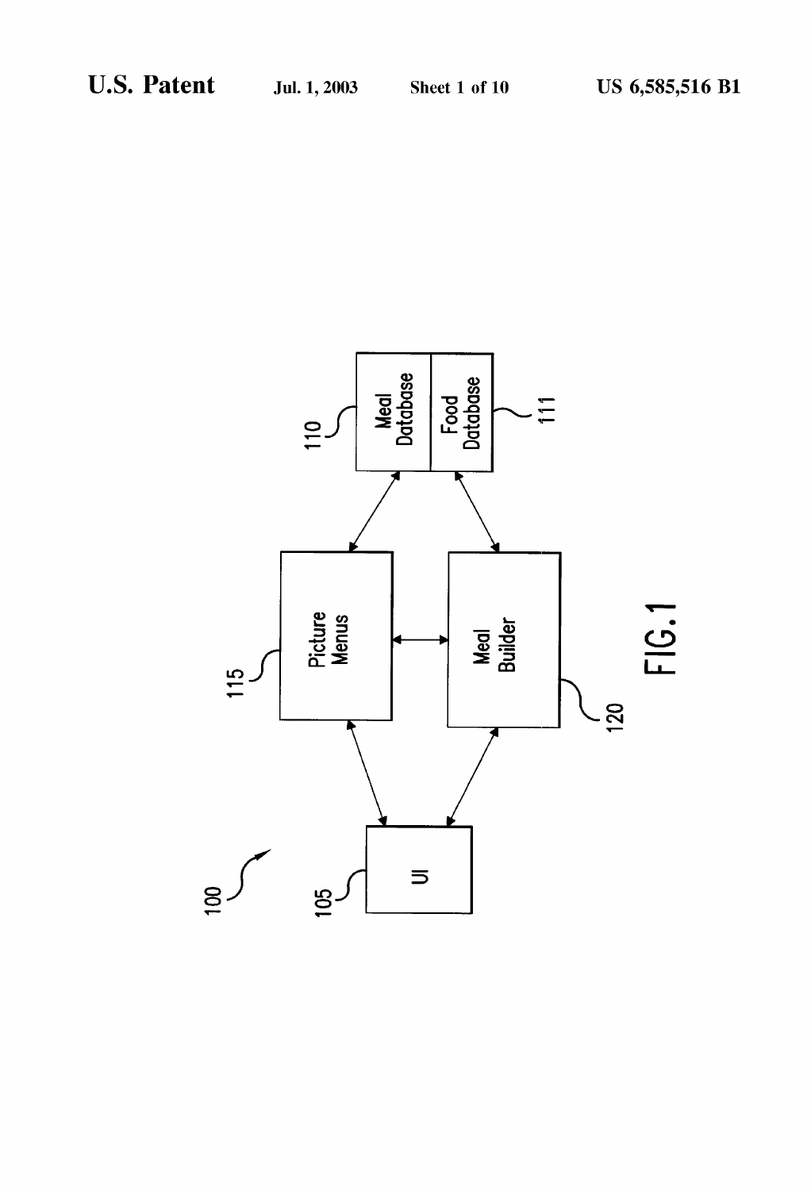100

105 UI

115 Picture Menus

120 Meal Builder

110 Meal Database

111 Food Database

FIG.1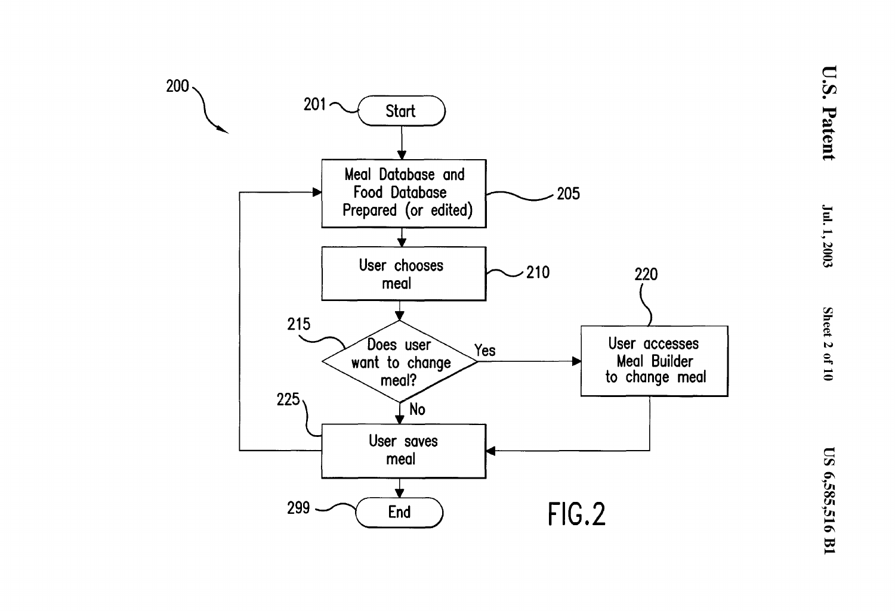200

201 — Start

205 — Meal Database and Food Database Prepared (or edited)

210 — User chooses meal

215 — Does user want to change meal?

Yes

No

220 — User accesses Meal Builder to change meal

225 — User saves meal

299 — End

FIG.2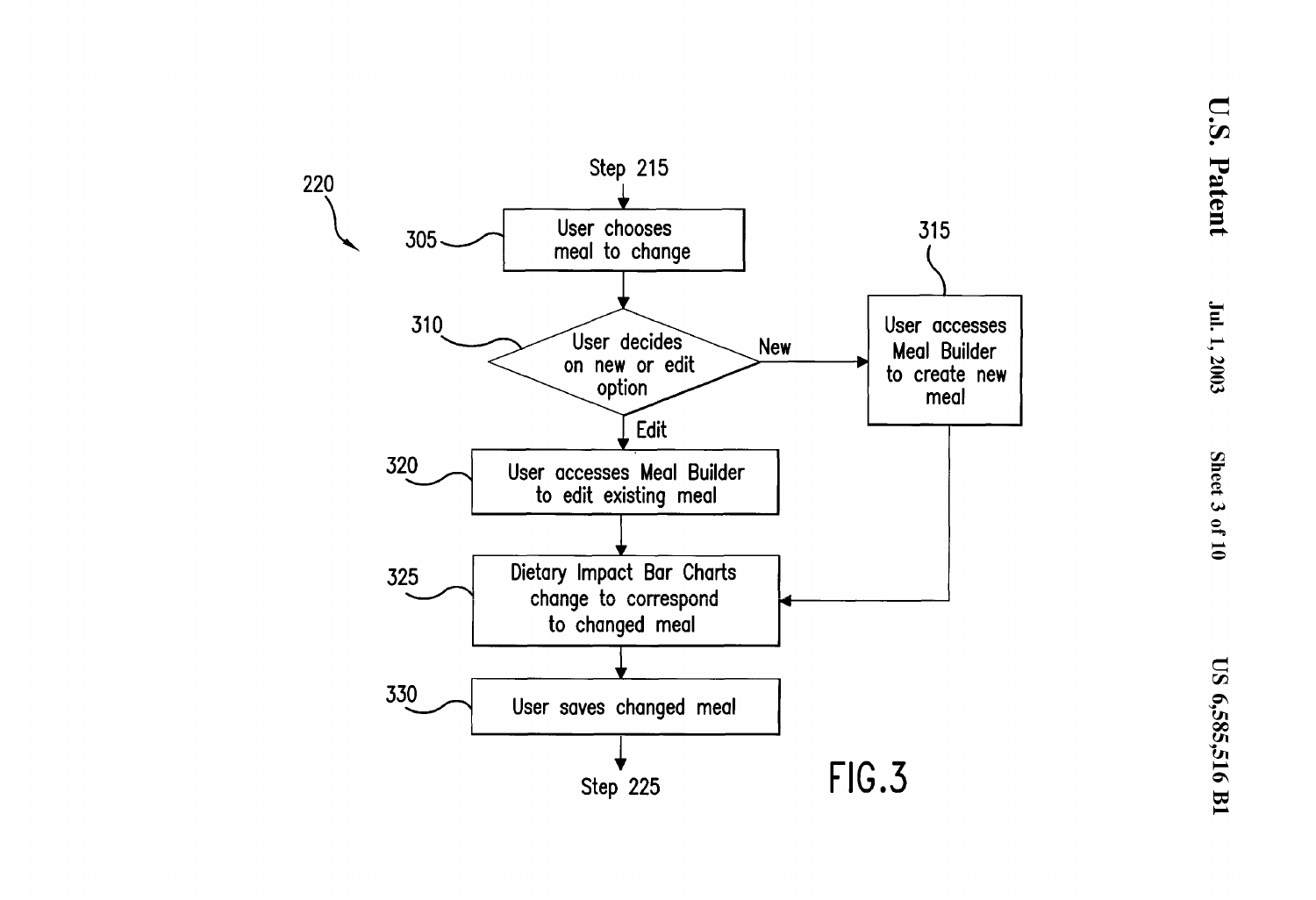220

Step 215

305 — User chooses meal to change

310 — User decides on new or edit option

New → 315 — User accesses Meal Builder to create new meal

Edit → 320 — User accesses Meal Builder to edit existing meal

325 — Dietary Impact Bar Charts change to correspond to changed meal

330 — User saves changed meal

Step 225

FIG.3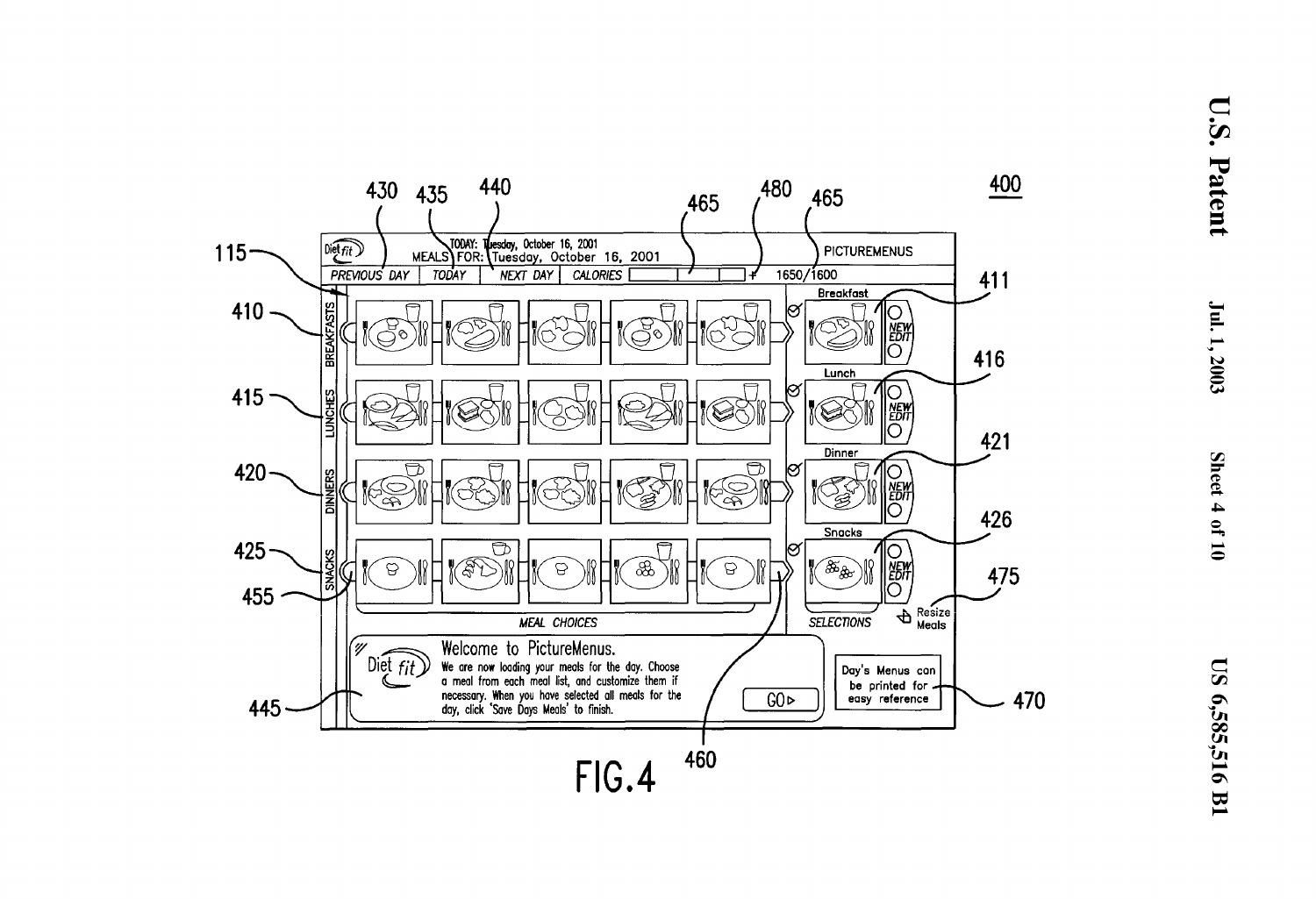FIG. 4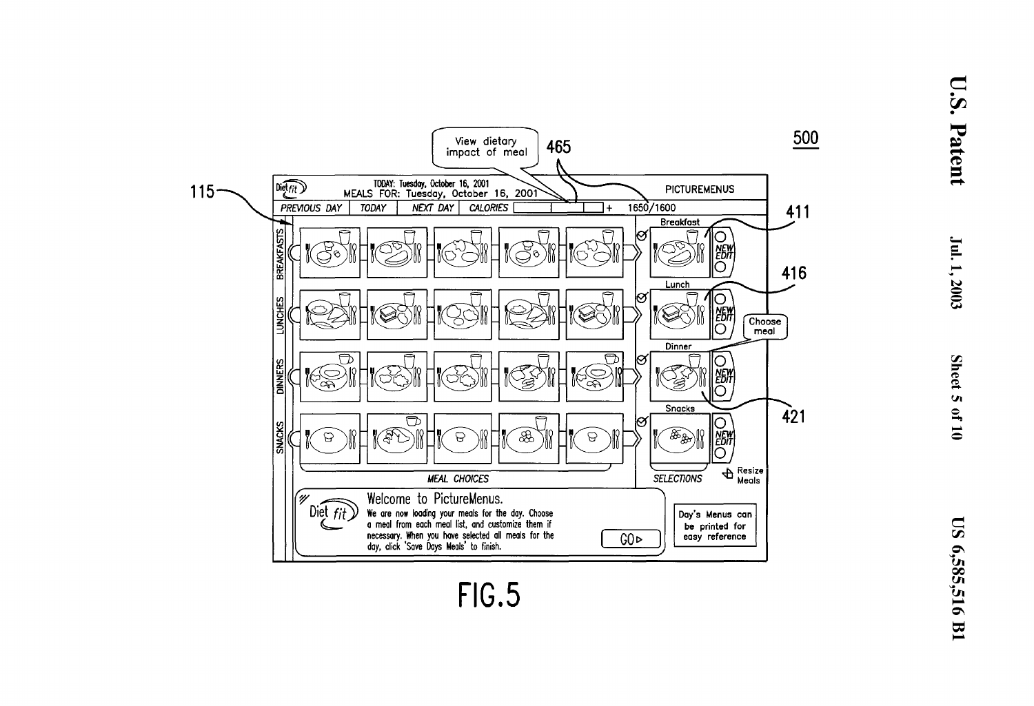FIG.5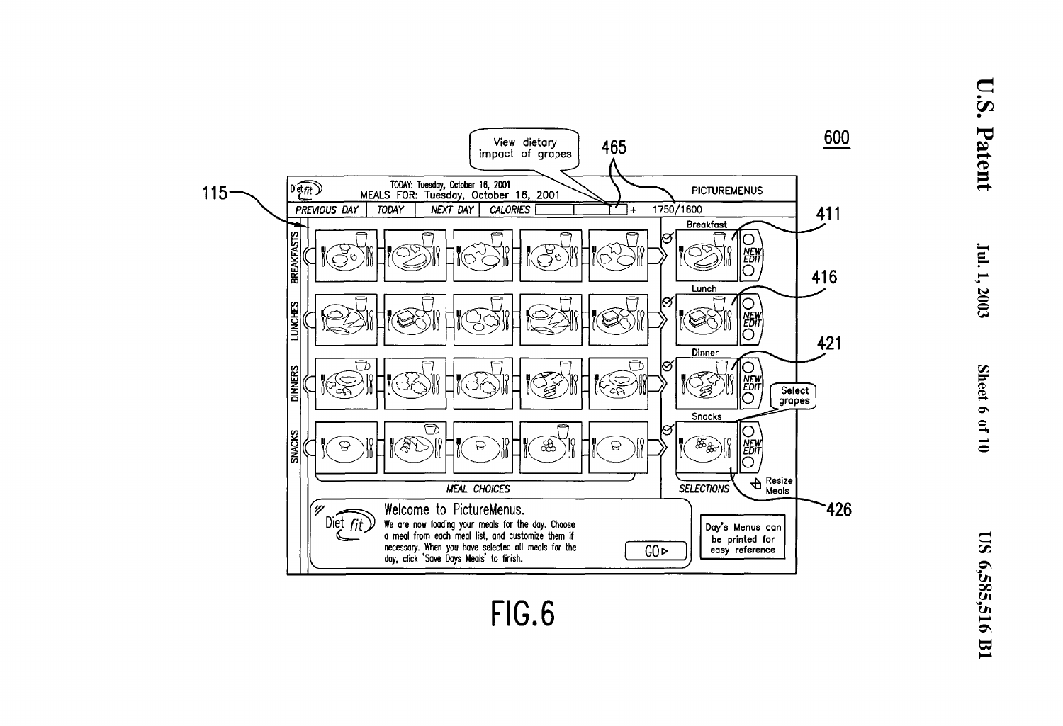FIG.6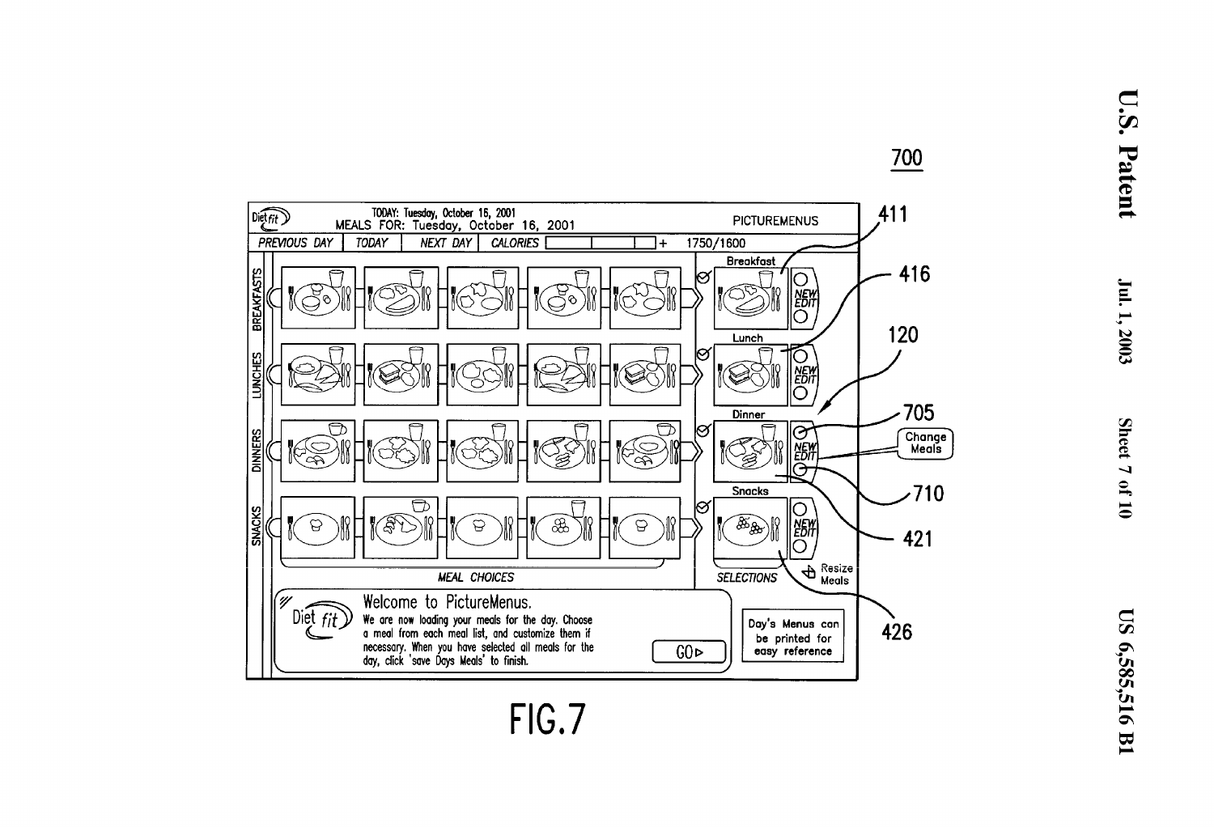700

Diet fit

TODAY: Tuesday, October 16, 2001

MEALS FOR: Tuesday, October 16, 2001

PICTUREMENUS

PREVIOUS DAY | TODAY | NEXT DAY | CALORIES | + 1750/1600

BREAKFASTS

LUNCHES

DINNERS

SNACKS

MEAL CHOICES

Breakfast

Lunch

Dinner

Snacks

NEW EDIT

SELECTIONS

Resize Meals

Change Meals

Welcome to PictureMenus.

We are now loading your meals for the day. Choose a meal from each meal list, and customize them if necessary. When you have selected all meals for the day, click 'save Days Meals' to finish.

GO ▷

Day's Menus can be printed for easy reference

411

416

120

705

710

421

426

FIG.7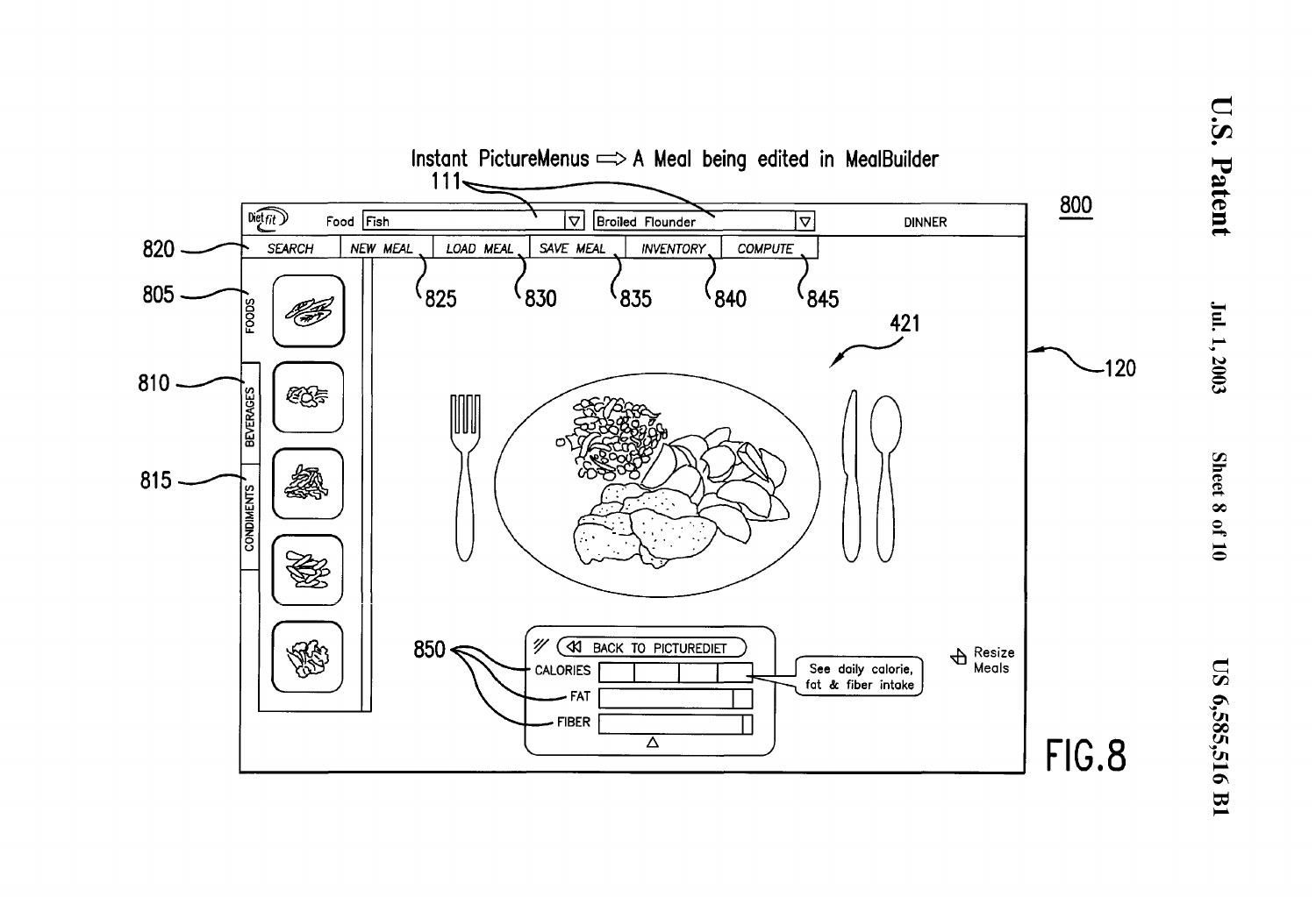Instant PictureMenus ⟹ A Meal being edited in MealBuilder

111

800

Dietfit   Food Fish   Broiled Flounder   DINNER

SEARCH   NEW MEAL   LOAD MEAL   SAVE MEAL   INVENTORY   COMPUTE

820   825   830   835   840   845

805 FOODS

810 BEVERAGES

815 CONDIMENTS

421

120

850

BACK TO PICTUREDIET

CALORIES

FAT

FIBER

See daily calorie, fat & fiber intake

Resize Meals

FIG.8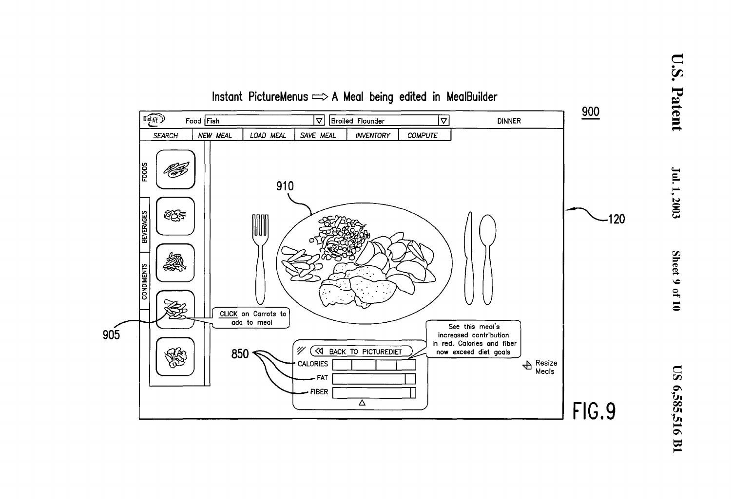Instant PictureMenus ⟹ A Meal being edited in MealBuilder

900

Food | Fish | Broiled Flounder | DINNER

SEARCH | NEW MEAL | LOAD MEAL | SAVE MEAL | INVENTORY | COMPUTE

FOODS

BEVERAGES

CONDIMENTS

910

CLICK on Carrots to add to meal

905

850

BACK TO PICTUREDIET

CALORIES

FAT

FIBER

See this meal's increased contribution in red. Calories and fiber now exceed diet goals

Resize Meals

120

FIG. 9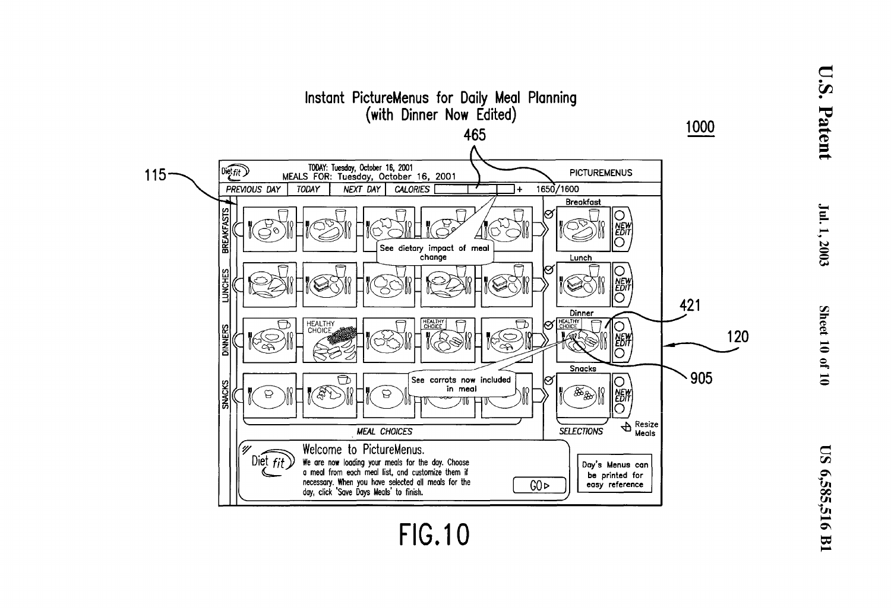Instant PictureMenus for Daily Meal Planning
(with Dinner Now Edited)

1000

465

115

Diet fit

TODAY: Tuesday, October 16, 2001
MEALS FOR: Tuesday, October 16, 2001

PICTUREMENUS

PREVIOUS DAY | TODAY | NEXT DAY | CALORIES + 1650/1600

BREAKFASTS

LUNCHES

DINNERS

SNACKS

HEALTHY CHOICE

HEALTHY CHOICE

See dietary impact of meal change

See carrots now included in meal

Breakfast

Lunch

Dinner

HEALTHY CHOICE

Snacks

NEW EDIT

NEW EDIT

NEW EDIT

NEW EDIT

421

120

905

MEAL CHOICES

SELECTIONS

Resize Meals

Diet fit

Welcome to PictureMenus.

We are now loading your meals for the day. Choose a meal from each meal list, and customize them if necessary. When you have selected all meals for the day, click 'Save Days Meals' to finish.

GO ▷

Day's Menus can be printed for easy reference

FIG.10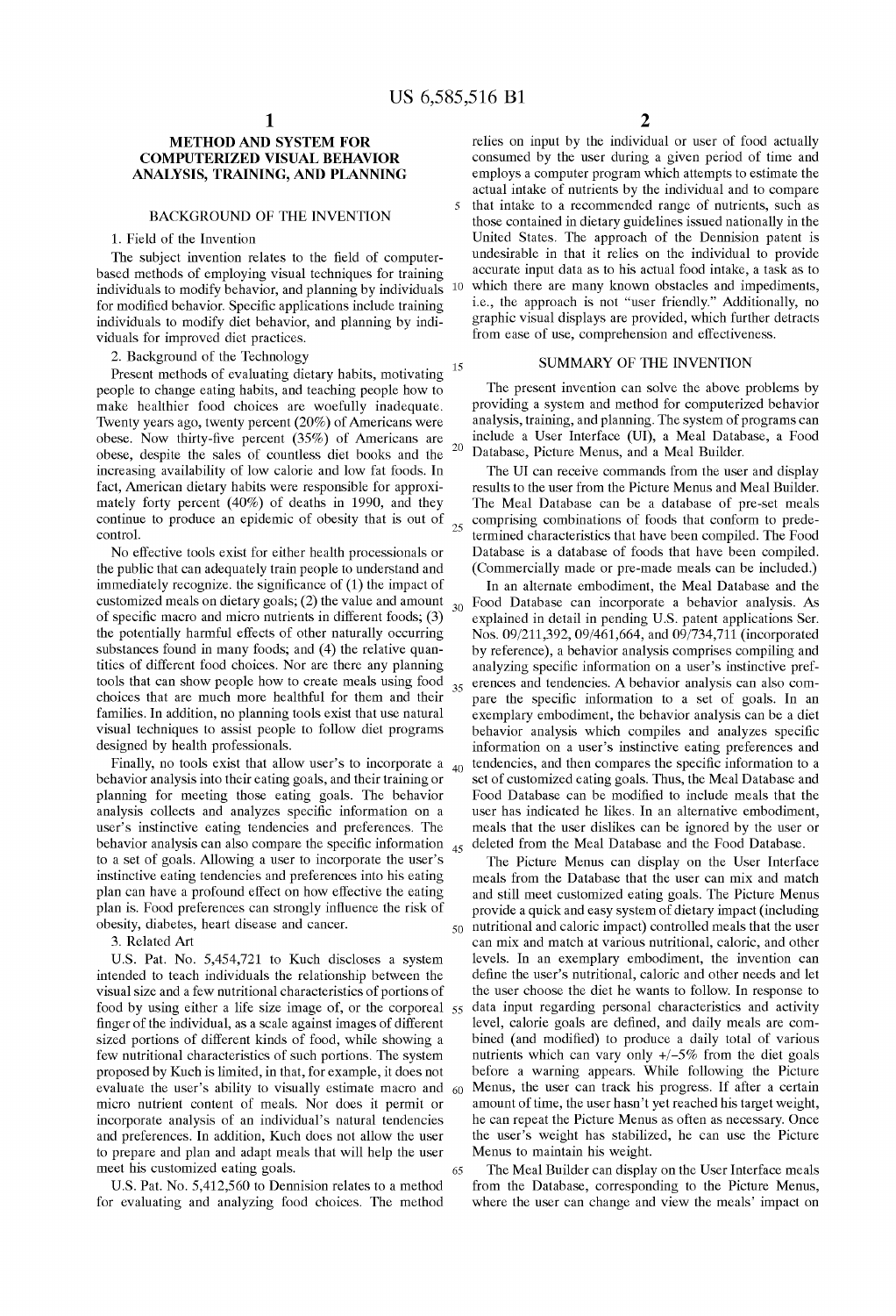# METHOD AND SYSTEM FOR COMPUTERIZED VISUAL BEHAVIOR ANALYSIS, TRAINING, AND PLANNING

## BACKGROUND OF THE INVENTION

### 1. Field of the Invention

The subject invention relates to the field of computer-based methods of employing visual techniques for training individuals to modify behavior, and planning by individuals for modified behavior. Specific applications include training individuals to modify diet behavior, and planning by individuals for improved diet practices.

### 2. Background of the Technology

Present methods of evaluating dietary habits, motivating people to change eating habits, and teaching people how to make healthier food choices are woefully inadequate. Twenty years ago, twenty percent (20%) of Americans were obese. Now thirty-five percent (35%) of Americans are obese, despite the sales of countless diet books and the increasing availability of low calorie and low fat foods. In fact, American dietary habits were responsible for approximately forty percent (40%) of deaths in 1990, and they continue to produce an epidemic of obesity that is out of control.

No effective tools exist for either health processionals or the public that can adequately train people to understand and immediately recognize. the significance of (1) the impact of customized meals on dietary goals; (2) the value and amount of specific macro and micro nutrients in different foods; (3) the potentially harmful effects of other naturally occurring substances found in many foods; and (4) the relative quantities of different food choices. Nor are there any planning tools that can show people how to create meals using food choices that are much more healthful for them and their families. In addition, no planning tools exist that use natural visual techniques to assist people to follow diet programs designed by health professionals.

Finally, no tools exist that allow user's to incorporate a behavior analysis into their eating goals, and their training or planning for meeting those eating goals. The behavior analysis collects and analyzes specific information on a user's instinctive eating tendencies and preferences. The behavior analysis can also compare the specific information to a set of goals. Allowing a user to incorporate the user's instinctive eating tendencies and preferences into his eating plan can have a profound effect on how effective the eating plan is. Food preferences can strongly influence the risk of obesity, diabetes, heart disease and cancer.

### 3. Related Art

U.S. Pat. No. 5,454,721 to Kuch discloses a system intended to teach individuals the relationship between the visual size and a few nutritional characteristics of portions of food by using either a life size image of, or the corporeal finger of the individual, as a scale against images of different sized portions of different kinds of food, while showing a few nutritional characteristics of such portions. The system proposed by Kuch is limited, in that, for example, it does not evaluate the user's ability to visually estimate macro and micro nutrient content of meals. Nor does it permit or incorporate analysis of an individual's natural tendencies and preferences. In addition, Kuch does not allow the user to prepare and plan and adapt meals that will help the user meet his customized eating goals.

U.S. Pat. No. 5,412,560 to Dennision relates to a method for evaluating and analyzing food choices. The method relies on input by the individual or user of food actually consumed by the user during a given period of time and employs a computer program which attempts to estimate the actual intake of nutrients by the individual and to compare that intake to a recommended range of nutrients, such as those contained in dietary guidelines issued nationally in the United States. The approach of the Dennision patent is undesirable in that it relies on the individual to provide accurate input data as to his actual food intake, a task as to which there are many known obstacles and impediments, i.e., the approach is not "user friendly." Additionally, no graphic visual displays are provided, which further detracts from ease of use, comprehension and effectiveness.

## SUMMARY OF THE INVENTION

The present invention can solve the above problems by providing a system and method for computerized behavior analysis, training, and planning. The system of programs can include a User Interface (UI), a Meal Database, a Food Database, Picture Menus, and a Meal Builder.

The UI can receive commands from the user and display results to the user from the Picture Menus and Meal Builder. The Meal Database can be a database of pre-set meals comprising combinations of foods that conform to predetermined characteristics that have been compiled. The Food Database is a database of foods that have been compiled. (Commercially made or pre-made meals can be included.)

In an alternate embodiment, the Meal Database and the Food Database can incorporate a behavior analysis. As explained in detail in pending U.S. patent applications Ser. Nos. 09/211,392, 09/461,664, and 09/734,711 (incorporated by reference), a behavior analysis comprises compiling and analyzing specific information on a user's instinctive preferences and tendencies. A behavior analysis can also compare the specific information to a set of goals. In an exemplary embodiment, the behavior analysis can be a diet behavior analysis which compiles and analyzes specific information on a user's instinctive eating preferences and tendencies, and then compares the specific information to a set of customized eating goals. Thus, the Meal Database and Food Database can be modified to include meals that the user has indicated he likes. In an alternative embodiment, meals that the user dislikes can be ignored by the user or deleted from the Meal Database and the Food Database.

The Picture Menus can display on the User Interface meals from the Database that the user can mix and match and still meet customized eating goals. The Picture Menus provide a quick and easy system of dietary impact (including nutritional and caloric impact) controlled meals that the user can mix and match at various nutritional, caloric, and other levels. In an exemplary embodiment, the invention can define the user's nutritional, caloric and other needs and let the user choose the diet he wants to follow. In response to data input regarding personal characteristics and activity level, calorie goals are defined, and daily meals are combined (and modified) to produce a daily total of various nutrients which can vary only +/−5% from the diet goals before a warning appears. While following the Picture Menus, the user can track his progress. If after a certain amount of time, the user hasn't yet reached his target weight, he can repeat the Picture Menus as often as necessary. Once the user's weight has stabilized, he can use the Picture Menus to maintain his weight.

The Meal Builder can display on the User Interface meals from the Database, corresponding to the Picture Menus, where the user can change and view the meals' impact on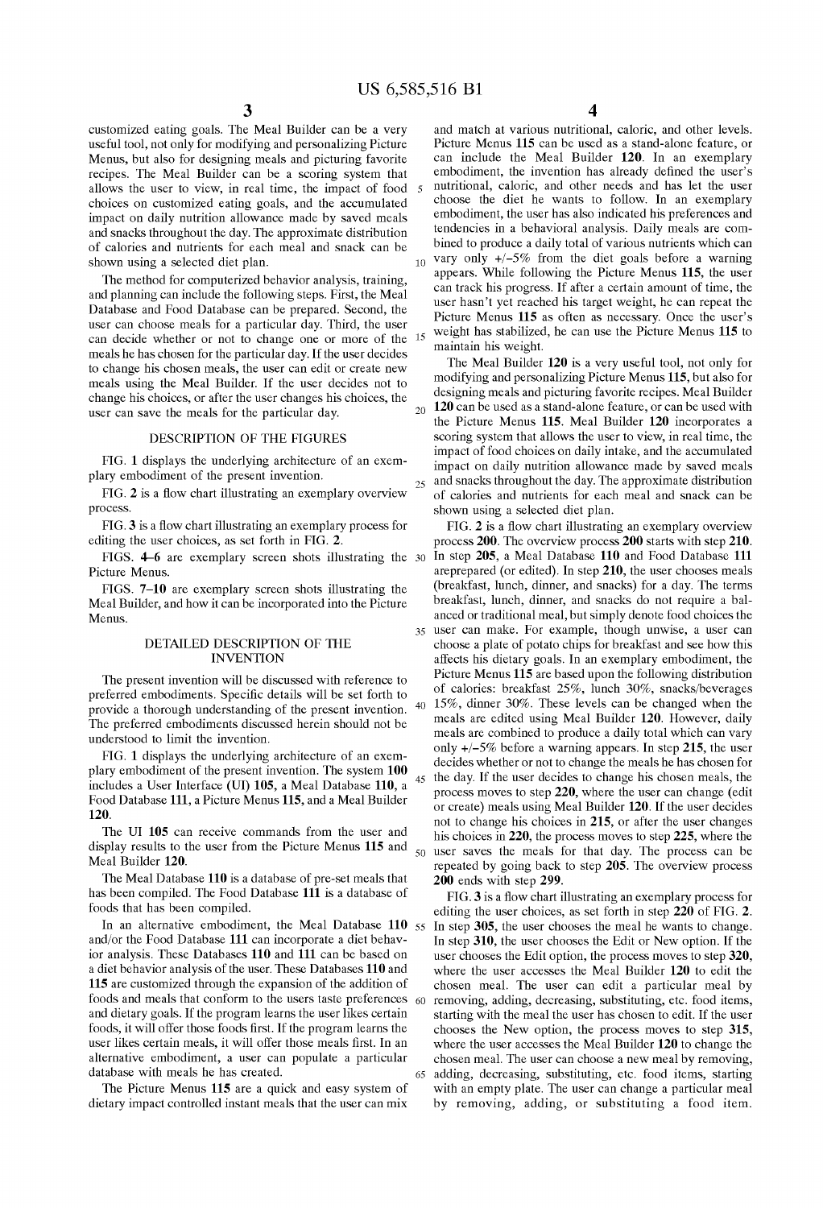customized eating goals. The Meal Builder can be a very useful tool, not only for modifying and personalizing Picture Menus, but also for designing meals and picturing favorite recipes. The Meal Builder can be a scoring system that allows the user to view, in real time, the impact of food choices on customized eating goals, and the accumulated impact on daily nutrition allowance made by saved meals and snacks throughout the day. The approximate distribution of calories and nutrients for each meal and snack can be shown using a selected diet plan.

The method for computerized behavior analysis, training, and planning can include the following steps. First, the Meal Database and Food Database can be prepared. Second, the user can choose meals for a particular day. Third, the user can decide whether or not to change one or more of the meals he has chosen for the particular day. If the user decides to change his chosen meals, the user can edit or create new meals using the Meal Builder. If the user decides not to change his choices, or after the user changes his choices, the user can save the meals for the particular day.

## DESCRIPTION OF THE FIGURES

FIG. 1 displays the underlying architecture of an exemplary embodiment of the present invention.

FIG. 2 is a flow chart illustrating an exemplary overview process.

FIG. 3 is a flow chart illustrating an exemplary process for editing the user choices, as set forth in FIG. 2.

FIGS. 4–6 are exemplary screen shots illustrating the Picture Menus.

FIGS. 7–10 are exemplary screen shots illustrating the Meal Builder, and how it can be incorporated into the Picture Menus.

## DETAILED DESCRIPTION OF THE INVENTION

The present invention will be discussed with reference to preferred embodiments. Specific details will be set forth to provide a thorough understanding of the present invention. The preferred embodiments discussed herein should not be understood to limit the invention.

FIG. 1 displays the underlying architecture of an exemplary embodiment of the present invention. The system **100** includes a User Interface (UI) **105**, a Meal Database **110**, a Food Database **111**, a Picture Menus **115**, and a Meal Builder **120**.

The UI **105** can receive commands from the user and display results to the user from the Picture Menus **115** and Meal Builder **120**.

The Meal Database **110** is a database of pre-set meals that has been compiled. The Food Database **111** is a database of foods that has been compiled.

In an alternative embodiment, the Meal Database **110** and/or the Food Database **111** can incorporate a diet behavior analysis. These Databases **110** and **111** can be based on a diet behavior analysis of the user. These Databases **110** and **115** are customized through the expansion of the addition of foods and meals that conform to the users taste preferences and dietary goals. If the program learns the user likes certain foods, it will offer those foods first. If the program learns the user likes certain meals, it will offer those meals first. In an alternative embodiment, a user can populate a particular database with meals he has created.

The Picture Menus **115** are a quick and easy system of dietary impact controlled instant meals that the user can mix and match at various nutritional, caloric, and other levels. Picture Menus **115** can be used as a stand-alone feature, or can include the Meal Builder **120**. In an exemplary embodiment, the invention has already defined the user's nutritional, caloric, and other needs and has let the user choose the diet he wants to follow. In an exemplary embodiment, the user has also indicated his preferences and tendencies in a behavioral analysis. Daily meals are combined to produce a daily total of various nutrients which can vary only +/−5% from the diet goals before a warning appears. While following the Picture Menus **115**, the user can track his progress. If after a certain amount of time, the user hasn't yet reached his target weight, he can repeat the Picture Menus **115** as often as necessary. Once the user's weight has stabilized, he can use the Picture Menus **115** to maintain his weight.

The Meal Builder **120** is a very useful tool, not only for modifying and personalizing Picture Menus **115**, but also for designing meals and picturing favorite recipes. Meal Builder **120** can be used as a stand-alone feature, or can be used with the Picture Menus **115**. Meal Builder **120** incorporates a scoring system that allows the user to view, in real time, the impact of food choices on daily intake, and the accumulated impact on daily nutrition allowance made by saved meals and snacks throughout the day. The approximate distribution of calories and nutrients for each meal and snack can be shown using a selected diet plan.

FIG. 2 is a flow chart illustrating an exemplary overview process **200**. The overview process **200** starts with step **210**. In step **205**, a Meal Database **110** and Food Database **111** areprepared (or edited). In step **210**, the user chooses meals (breakfast, lunch, dinner, and snacks) for a day. The terms breakfast, lunch, dinner, and snacks do not require a balanced or traditional meal, but simply denote food choices the user can make. For example, though unwise, a user can choose a plate of potato chips for breakfast and see how this affects his dietary goals. In an exemplary embodiment, the Picture Menus **115** are based upon the following distribution of calories: breakfast 25%, lunch 30%, snacks/beverages 15%, dinner 30%. These levels can be changed when the meals are edited using Meal Builder **120**. However, daily meals are combined to produce a daily total which can vary only +/−5% before a warning appears. In step **215**, the user decides whether or not to change the meals he has chosen for the day. If the user decides to change his chosen meals, the process moves to step **220**, where the user can change (edit or create) meals using Meal Builder **120**. If the user decides not to change his choices in **215**, or after the user changes his choices in **220**, the process moves to step **225**, where the user saves the meals for that day. The process can be repeated by going back to step **205**. The overview process **200** ends with step **299**.

FIG. 3 is a flow chart illustrating an exemplary process for editing the user choices, as set forth in step **220** of FIG. 2. In step **305**, the user chooses the meal he wants to change. In step **310**, the user chooses the Edit or New option. If the user chooses the Edit option, the process moves to step **320**, where the user accesses the Meal Builder **120** to edit the chosen meal. The user can edit a particular meal by removing, adding, decreasing, substituting, etc. food items, starting with the meal the user has chosen to edit. If the user chooses the New option, the process moves to step **315**, where the user accesses the Meal Builder **120** to change the chosen meal. The user can choose a new meal by removing, adding, decreasing, substituting, etc. food items, starting with an empty plate. The user can change a particular meal by removing, adding, or substituting a food item.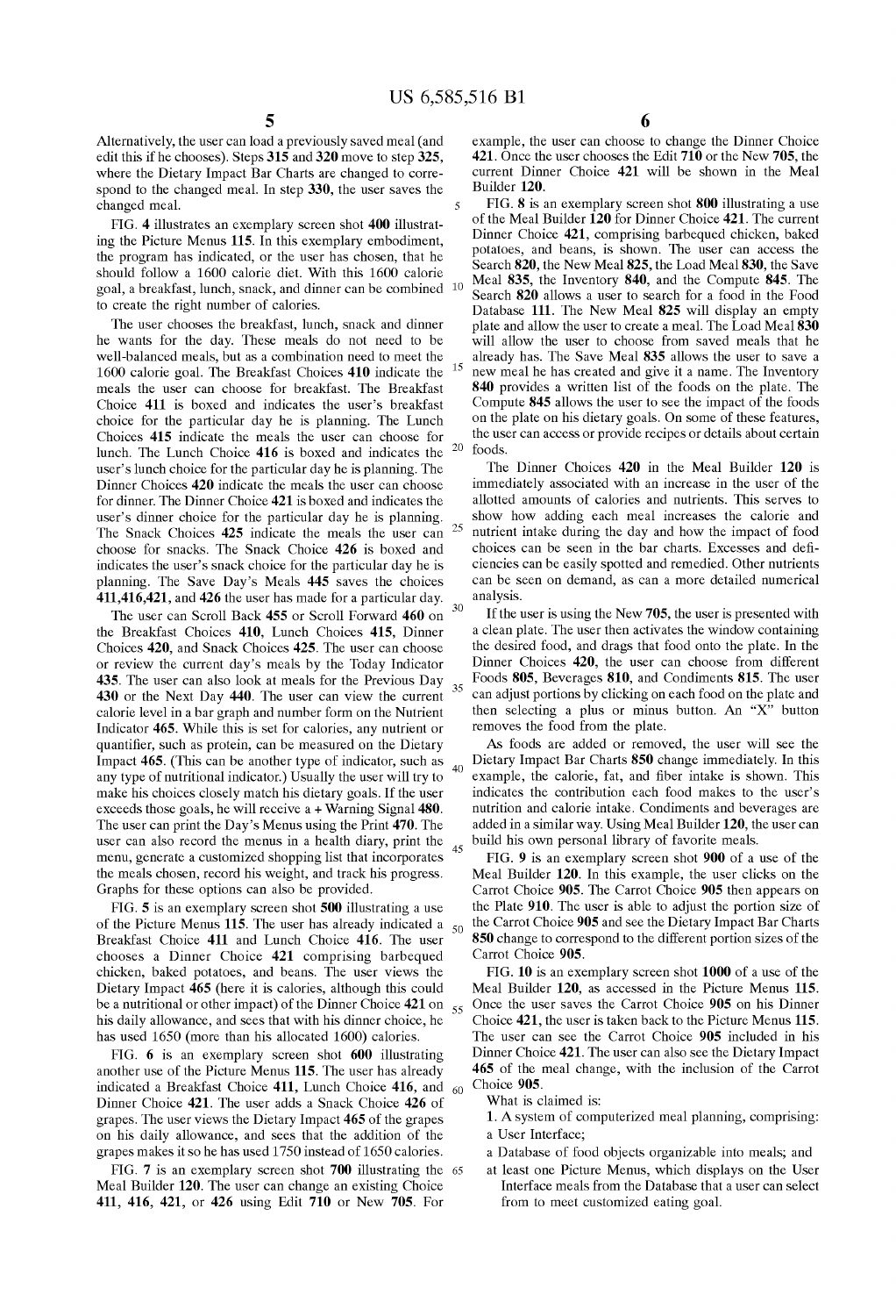Alternatively, the user can load a previously saved meal (and edit this if he chooses). Steps **315** and **320** move to step **325**, where the Dietary Impact Bar Charts are changed to correspond to the changed meal. In step **330**, the user saves the changed meal.

FIG. 4 illustrates an exemplary screen shot **400** illustrating the Picture Menus **115**. In this exemplary embodiment, the program has indicated, or the user has chosen, that he should follow a 1600 calorie diet. With this 1600 calorie goal, a breakfast, lunch, snack, and dinner can be combined to create the right number of calories.

The user chooses the breakfast, lunch, snack and dinner he wants for the day. These meals do not need to be well-balanced meals, but as a combination need to meet the 1600 calorie goal. The Breakfast Choices **410** indicate the meals the user can choose for breakfast. The Breakfast Choice **411** is boxed and indicates the user's breakfast choice for the particular day he is planning. The Lunch Choices **415** indicate the meals the user can choose for lunch. The Lunch Choice **416** is boxed and indicates the user's lunch choice for the particular day he is planning. The Dinner Choices **420** indicate the meals the user can choose for dinner. The Dinner Choice **421** is boxed and indicates the user's dinner choice for the particular day he is planning. The Snack Choices **425** indicate the meals the user can choose for snacks. The Snack Choice **426** is boxed and indicates the user's snack choice for the particular day he is planning. The Save Day's Meals **445** saves the choices **411**, **416**, **421**, and **426** the user has made for a particular day.

The user can Scroll Back **455** or Scroll Forward **460** on the Breakfast Choices **410**, Lunch Choices **415**, Dinner Choices **420**, and Snack Choices **425**. The user can choose or review the current day's meals by the Today Indicator **435**. The user can also look at meals for the Previous Day **430** or the Next Day **440**. The user can view the current calorie level in a bar graph and number form on the Nutrient Indicator **465**. While this is set for calories, any nutrient or quantifier, such as protein, can be measured on the Dietary Impact **465**. (This can be another type of indicator, such as any type of nutritional indicator.) Usually the user will try to make his choices closely match his dietary goals. If the user exceeds those goals, he will receive a + Warning Signal **480**. The user can print the Day's Menus using the Print **470**. The user can also record the menus in a health diary, print the menu, generate a customized shopping list that incorporates the meals chosen, record his weight, and track his progress. Graphs for these options can also be provided.

FIG. 5 is an exemplary screen shot **500** illustrating a use of the Picture Menus **115**. The user has already indicated a Breakfast Choice **411** and Lunch Choice **416**. The user chooses a Dinner Choice **421** comprising barbequed chicken, baked potatoes, and beans. The user views the Dietary Impact **465** (here it is calories, although this could be a nutritional or other impact) of the Dinner Choice **421** on his daily allowance, and sees that with his dinner choice, he has used 1650 (more than his allocated 1600) calories.

FIG. 6 is an exemplary screen shot **600** illustrating another use of the Picture Menus **115**. The user has already indicated a Breakfast Choice **411**, Lunch Choice **416**, and Dinner Choice **421**. The user adds a Snack Choice **426** of grapes. The user views the Dietary Impact **465** of the grapes on his daily allowance, and sees that the addition of the grapes makes it so he has used 1750 instead of 1650 calories.

FIG. 7 is an exemplary screen shot **700** illustrating the Meal Builder **120**. The user can change an existing Choice **411**, **416**, **421**, or **426** using Edit **710** or New **705**. For example, the user can choose to change the Dinner Choice **421**. Once the user chooses the Edit **710** or the New **705**, the current Dinner Choice **421** will be shown in the Meal Builder **120**.

FIG. 8 is an exemplary screen shot **800** illustrating a use of the Meal Builder **120** for Dinner Choice **421**. The current Dinner Choice **421**, comprising barbequed chicken, baked potatoes, and beans, is shown. The user can access the Search **820**, the New Meal **825**, the Load Meal **830**, the Save Meal **835**, the Inventory **840**, and the Compute **845**. The Search **820** allows a user to search for a food in the Food Database **111**. The New Meal **825** will display an empty plate and allow the user to create a meal. The Load Meal **830** will allow the user to choose from saved meals that he already has. The Save Meal **835** allows the user to save a new meal he has created and give it a name. The Inventory **840** provides a written list of the foods on the plate. The Compute **845** allows the user to see the impact of the foods on the plate on his dietary goals. On some of these features, the user can access or provide recipes or details about certain foods.

The Dinner Choices **420** in the Meal Builder **120** is immediately associated with an increase in the user of the allotted amounts of calories and nutrients. This serves to show how adding each meal increases the calorie and nutrient intake during the day and how the impact of food choices can be seen in the bar charts. Excesses and deficiencies can be easily spotted and remedied. Other nutrients can be seen on demand, as can a more detailed numerical analysis.

If the user is using the New **705**, the user is presented with a clean plate. The user then activates the window containing the desired food, and drags that food onto the plate. In the Dinner Choices **420**, the user can choose from different Foods **805**, Beverages **810**, and Condiments **815**. The user can adjust portions by clicking on each food on the plate and then selecting a plus or minus button. An "X" button removes the food from the plate.

As foods are added or removed, the user will see the Dietary Impact Bar Charts **850** change immediately. In this example, the calorie, fat, and fiber intake is shown. This indicates the contribution each food makes to the user's nutrition and calorie intake. Condiments and beverages are added in a similar way. Using Meal Builder **120**, the user can build his own personal library of favorite meals.

FIG. 9 is an exemplary screen shot **900** of a use of the Meal Builder **120**. In this example, the user clicks on the Carrot Choice **905**. The Carrot Choice **905** then appears on the Plate **910**. The user is able to adjust the portion size of the Carrot Choice **905** and see the Dietary Impact Bar Charts **850** change to correspond to the different portion sizes of the Carrot Choice **905**.

FIG. 10 is an exemplary screen shot **1000** of a use of the Meal Builder **120**, as accessed in the Picture Menus **115**. Once the user saves the Carrot Choice **905** on his Dinner Choice **421**, the user is taken back to the Picture Menus **115**. The user can see the Carrot Choice **905** included in his Dinner Choice **421**. The user can also see the Dietary Impact **465** of the meal change, with the inclusion of the Carrot Choice **905**.

What is claimed is:

1. A system of computerized meal planning, comprising:
   - a User Interface;
   - a Database of food objects organizable into meals; and
   - at least one Picture Menus, which displays on the User Interface meals from the Database that a user can select from to meet customized eating goal.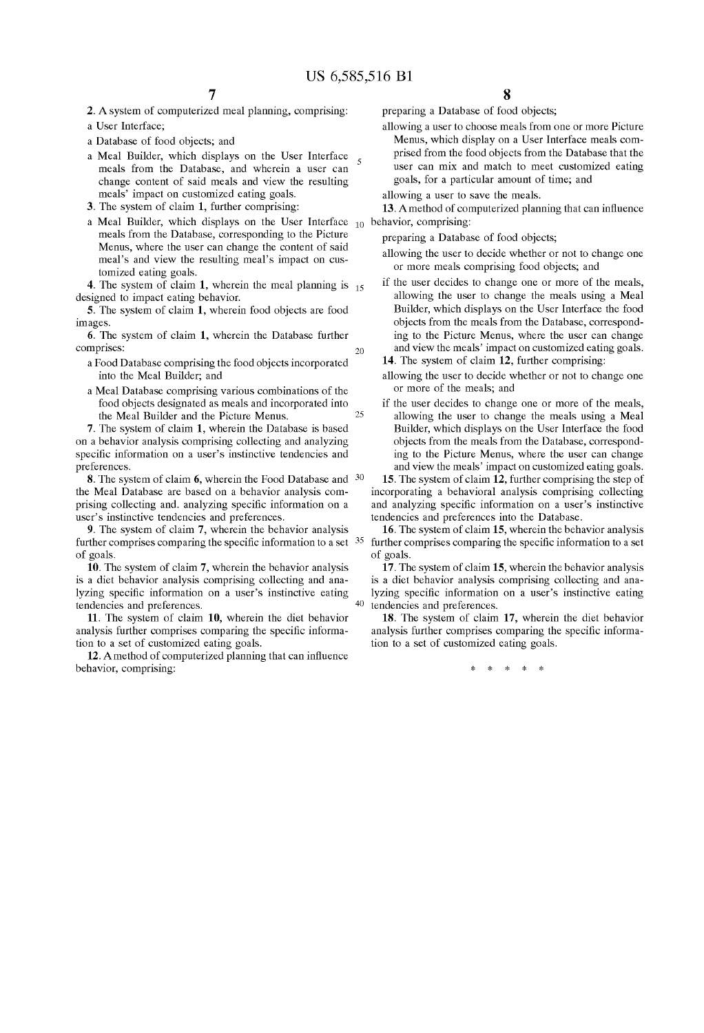2. A system of computerized meal planning, comprising:

a User Interface;

a Database of food objects; and

a Meal Builder, which displays on the User Interface meals from the Database, and wherein a user can change content of said meals and view the resulting meals' impact on customized eating goals.

3. The system of claim 1, further comprising:

a Meal Builder, which displays on the User Interface meals from the Database, corresponding to the Picture Menus, where the user can change the content of said meal's and view the resulting meal's impact on customized eating goals.

4. The system of claim 1, wherein the meal planning is designed to impact eating behavior.

5. The system of claim 1, wherein food objects are food images.

6. The system of claim 1, wherein the Database further comprises:

a Food Database comprising the food objects incorporated into the Meal Builder; and

a Meal Database comprising various combinations of the food objects designated as meals and incorporated into the Meal Builder and the Picture Menus.

7. The system of claim 1, wherein the Database is based on a behavior analysis comprising collecting and analyzing specific information on a user's instinctive tendencies and preferences.

8. The system of claim 6, wherein the Food Database and the Meal Database are based on a behavior analysis comprising collecting and. analyzing specific information on a user's instinctive tendencies and preferences.

9. The system of claim 7, wherein the behavior analysis further comprises comparing the specific information to a set of goals.

10. The system of claim 7, wherein the behavior analysis is a diet behavior analysis comprising collecting and analyzing specific information on a user's instinctive eating tendencies and preferences.

11. The system of claim 10, wherein the diet behavior analysis further comprises comparing the specific information to a set of customized eating goals.

12. A method of computerized planning that can influence behavior, comprising:

preparing a Database of food objects;

allowing a user to choose meals from one or more Picture Menus, which display on a User Interface meals comprised from the food objects from the Database that the user can mix and match to meet customized eating goals, for a particular amount of time; and

allowing a user to save the meals.

13. A method of computerized planning that can influence behavior, comprising:

preparing a Database of food objects;

allowing the user to decide whether or not to change one or more meals comprising food objects; and

if the user decides to change one or more of the meals, allowing the user to change the meals using a Meal Builder, which displays on the User Interface the food objects from the meals from the Database, corresponding to the Picture Menus, where the user can change and view the meals' impact on customized eating goals.

14. The system of claim 12, further comprising:

allowing the user to decide whether or not to change one or more of the meals; and

if the user decides to change one or more of the meals, allowing the user to change the meals using a Meal Builder, which displays on the User Interface the food objects from the meals from the Database, corresponding to the Picture Menus, where the user can change and view the meals' impact on customized eating goals.

15. The system of claim 12, further comprising the step of incorporating a behavioral analysis comprising collecting and analyzing specific information on a user's instinctive tendencies and preferences into the Database.

16. The system of claim 15, wherein the behavior analysis further comprises comparing the specific information to a set of goals.

17. The system of claim 15, wherein the behavior analysis is a diet behavior analysis comprising collecting and analyzing specific information on a user's instinctive eating tendencies and preferences.

18. The system of claim 17, wherein the diet behavior analysis further comprises comparing the specific information to a set of customized eating goals.

* * * * *